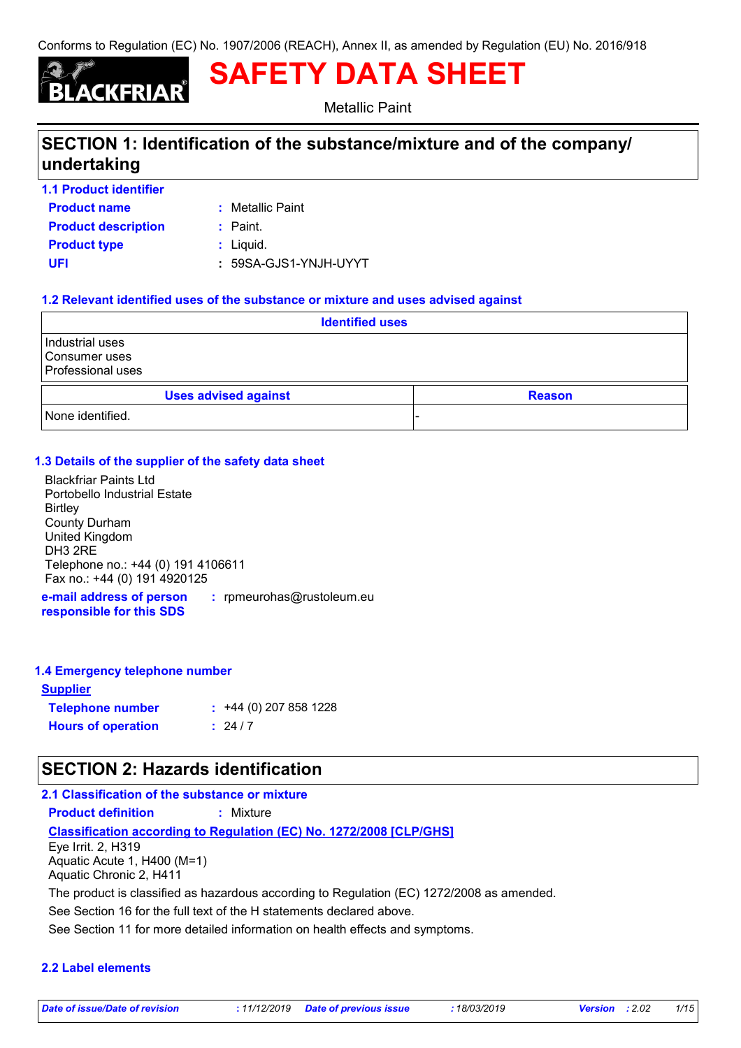Conforms to Regulation (EC) No. 1907/2006 (REACH), Annex II, as amended by Regulation (EU) No. 2016/918

BLACKFRIAR

# SAFETY DATA SHEET

Metallic Paint

## SECTION 1: Identification of the substance/mixture and of the company/ undertaking

### 1.1 Product identifier

**Product name** : Metallic Paint

**Product description** : Paint.

**Product type** : Liquid.

**UFI** : 59SA-GJS1-YNJH-UYYT

### 1.2 Relevant identified uses of the substance or mixture and uses advised against

| Identified uses |
| --- |
| Industrial uses<br>Consumer uses<br>Professional uses |

| Uses advised against | Reason |
| --- | --- |
| None identified. | - |

### 1.3 Details of the supplier of the safety data sheet

Blackfriar Paints Ltd
Portobello Industrial Estate
Birtley
County Durham
United Kingdom
DH3 2RE
Telephone no.: +44 (0) 191 4106611
Fax no.: +44 (0) 191 4920125

**e-mail address of person responsible for this SDS** : rpmeurohas@rustoleum.eu

### 1.4 Emergency telephone number

**Supplier**

**Telephone number** : +44 (0) 207 858 1228

**Hours of operation** : 24 / 7

## SECTION 2: Hazards identification

### 2.1 Classification of the substance or mixture

**Product definition** : Mixture

**Classification according to Regulation (EC) No. 1272/2008 [CLP/GHS]**

Eye Irrit. 2, H319
Aquatic Acute 1, H400 (M=1)
Aquatic Chronic 2, H411

The product is classified as hazardous according to Regulation (EC) 1272/2008 as amended.

See Section 16 for the full text of the H statements declared above.

See Section 11 for more detailed information on health effects and symptoms.

### 2.2 Label elements

*Date of issue/Date of revision* : 11/12/2019 *Date of previous issue* : 18/03/2019 *Version* : 2.02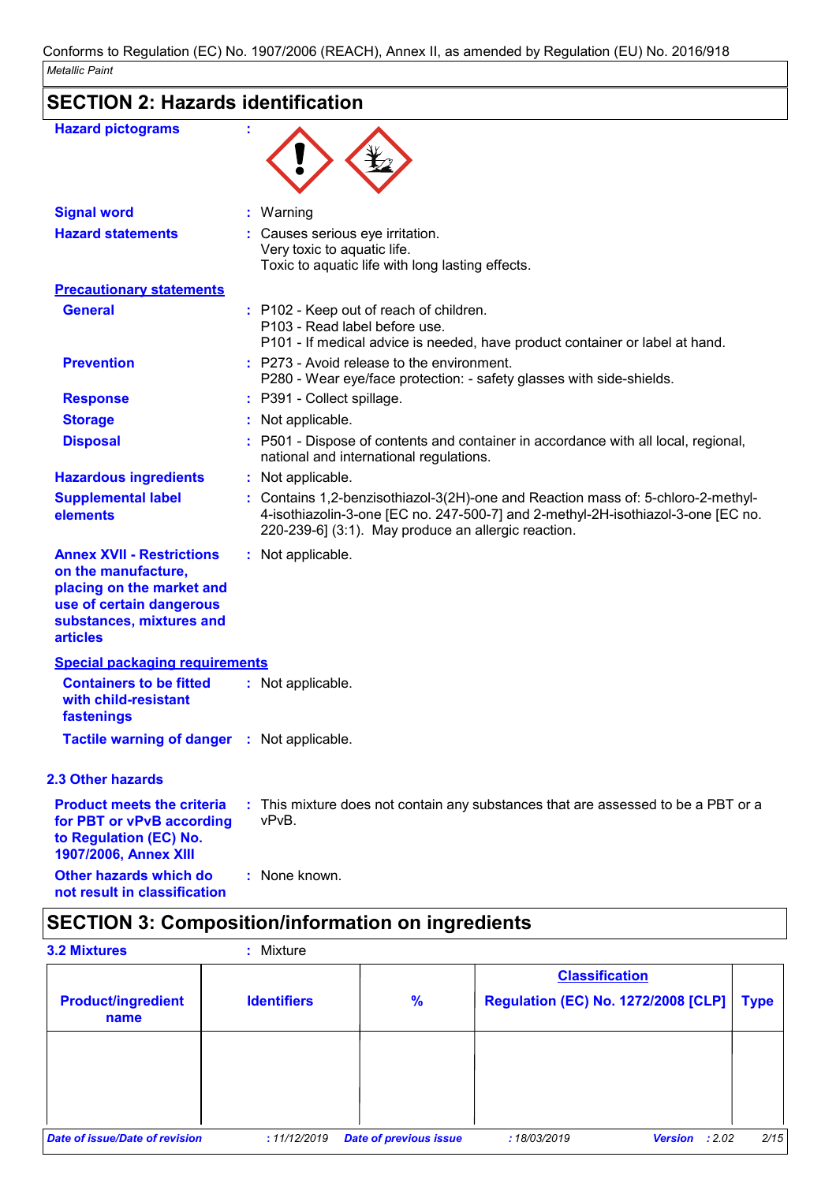Conforms to Regulation (EC) No. 1907/2006 (REACH), Annex II, as amended by Regulation (EU) No. 2016/918

*Metallic Paint*

## SECTION 2: Hazards identification

**Hazard pictograms** :

**Signal word** : Warning

**Hazard statements** : Causes serious eye irritation.
Very toxic to aquatic life.
Toxic to aquatic life with long lasting effects.

**Precautionary statements**

**General** : P102 - Keep out of reach of children.
P103 - Read label before use.
P101 - If medical advice is needed, have product container or label at hand.

**Prevention** : P273 - Avoid release to the environment.
P280 - Wear eye/face protection: - safety glasses with side-shields.

**Response** : P391 - Collect spillage.

**Storage** : Not applicable.

**Disposal** : P501 - Dispose of contents and container in accordance with all local, regional, national and international regulations.

**Hazardous ingredients** : Not applicable.

**Supplemental label elements** : Contains 1,2-benzisothiazol-3(2H)-one and Reaction mass of: 5-chloro-2-methyl-4-isothiazolin-3-one [EC no. 247-500-7] and 2-methyl-2H-isothiazol-3-one [EC no. 220-239-6] (3:1). May produce an allergic reaction.

**Annex XVII - Restrictions on the manufacture, placing on the market and use of certain dangerous substances, mixtures and articles** : Not applicable.

**Special packaging requirements**

**Containers to be fitted with child-resistant fastenings** : Not applicable.

**Tactile warning of danger** : Not applicable.

### 2.3 Other hazards

**Product meets the criteria for PBT or vPvB according to Regulation (EC) No. 1907/2006, Annex XIII** : This mixture does not contain any substances that are assessed to be a PBT or a vPvB.

**Other hazards which do not result in classification** : None known.

## SECTION 3: Composition/information on ingredients

**3.2 Mixtures** : Mixture

| Product/ingredient name | Identifiers | % | Classification<br>Regulation (EC) No. 1272/2008 [CLP] | Type |
|---|---|---|---|---|
| | | | | |

*Date of issue/Date of revision* : 11/12/2019 *Date of previous issue* : 18/03/2019 *Version* : 2.02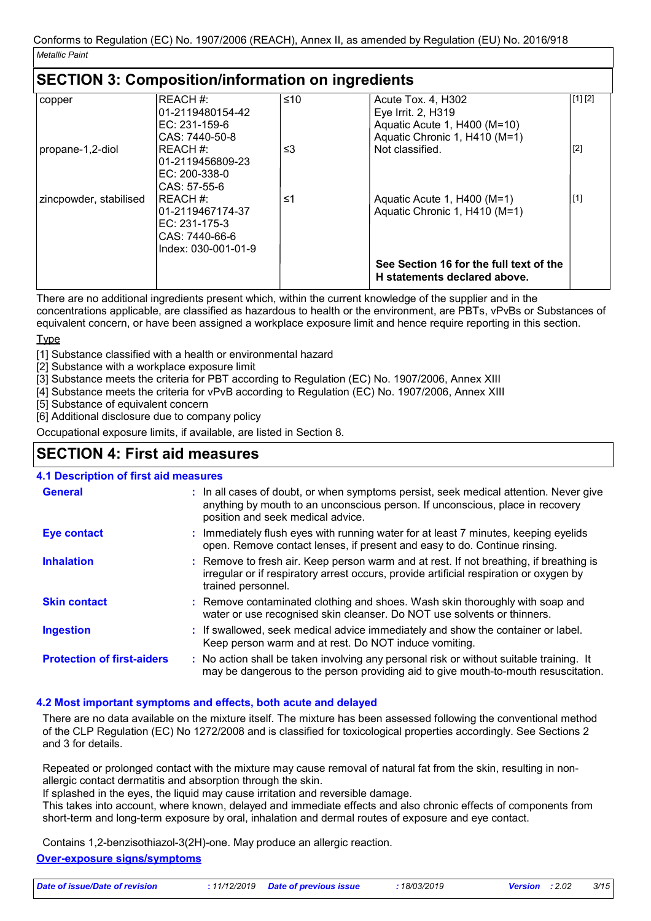Conforms to Regulation (EC) No. 1907/2006 (REACH), Annex II, as amended by Regulation (EU) No. 2016/918

*Metallic Paint*

## SECTION 3: Composition/information on ingredients

| | | | | |
|---|---|---|---|---|
| copper | REACH #: 01-2119480154-42<br>EC: 231-159-6<br>CAS: 7440-50-8 | ≤10 | Acute Tox. 4, H302<br>Eye Irrit. 2, H319<br>Aquatic Acute 1, H400 (M=10)<br>Aquatic Chronic 1, H410 (M=1) | [1] [2] |
| propane-1,2-diol | REACH #: 01-2119456809-23<br>EC: 200-338-0<br>CAS: 57-55-6 | ≤3 | Not classified. | [2] |
| zincpowder, stabilised | REACH #: 01-2119467174-37<br>EC: 231-175-3<br>CAS: 7440-66-6<br>Index: 030-001-01-9 | ≤1 | Aquatic Acute 1, H400 (M=1)<br>Aquatic Chronic 1, H410 (M=1) | [1] |
| | | | **See Section 16 for the full text of the H statements declared above.** | |

There are no additional ingredients present which, within the current knowledge of the supplier and in the concentrations applicable, are classified as hazardous to health or the environment, are PBTs, vPvBs or Substances of equivalent concern, or have been assigned a workplace exposure limit and hence require reporting in this section.

Type

[1] Substance classified with a health or environmental hazard
[2] Substance with a workplace exposure limit
[3] Substance meets the criteria for PBT according to Regulation (EC) No. 1907/2006, Annex XIII
[4] Substance meets the criteria for vPvB according to Regulation (EC) No. 1907/2006, Annex XIII
[5] Substance of equivalent concern
[6] Additional disclosure due to company policy

Occupational exposure limits, if available, are listed in Section 8.

## SECTION 4: First aid measures

### 4.1 Description of first aid measures

**General** : In all cases of doubt, or when symptoms persist, seek medical attention. Never give anything by mouth to an unconscious person. If unconscious, place in recovery position and seek medical advice.

**Eye contact** : Immediately flush eyes with running water for at least 7 minutes, keeping eyelids open. Remove contact lenses, if present and easy to do. Continue rinsing.

**Inhalation** : Remove to fresh air. Keep person warm and at rest. If not breathing, if breathing is irregular or if respiratory arrest occurs, provide artificial respiration or oxygen by trained personnel.

**Skin contact** : Remove contaminated clothing and shoes. Wash skin thoroughly with soap and water or use recognised skin cleanser. Do NOT use solvents or thinners.

**Ingestion** : If swallowed, seek medical advice immediately and show the container or label. Keep person warm and at rest. Do NOT induce vomiting.

**Protection of first-aiders** : No action shall be taken involving any personal risk or without suitable training. It may be dangerous to the person providing aid to give mouth-to-mouth resuscitation.

### 4.2 Most important symptoms and effects, both acute and delayed

There are no data available on the mixture itself. The mixture has been assessed following the conventional method of the CLP Regulation (EC) No 1272/2008 and is classified for toxicological properties accordingly. See Sections 2 and 3 for details.

Repeated or prolonged contact with the mixture may cause removal of natural fat from the skin, resulting in non-allergic contact dermatitis and absorption through the skin.
If splashed in the eyes, the liquid may cause irritation and reversible damage.
This takes into account, where known, delayed and immediate effects and also chronic effects of components from short-term and long-term exposure by oral, inhalation and dermal routes of exposure and eye contact.

Contains 1,2-benzisothiazol-3(2H)-one. May produce an allergic reaction.

**Over-exposure signs/symptoms**

*Date of issue/Date of revision* : 11/12/2019 *Date of previous issue* : 18/03/2019 *Version* : 2.02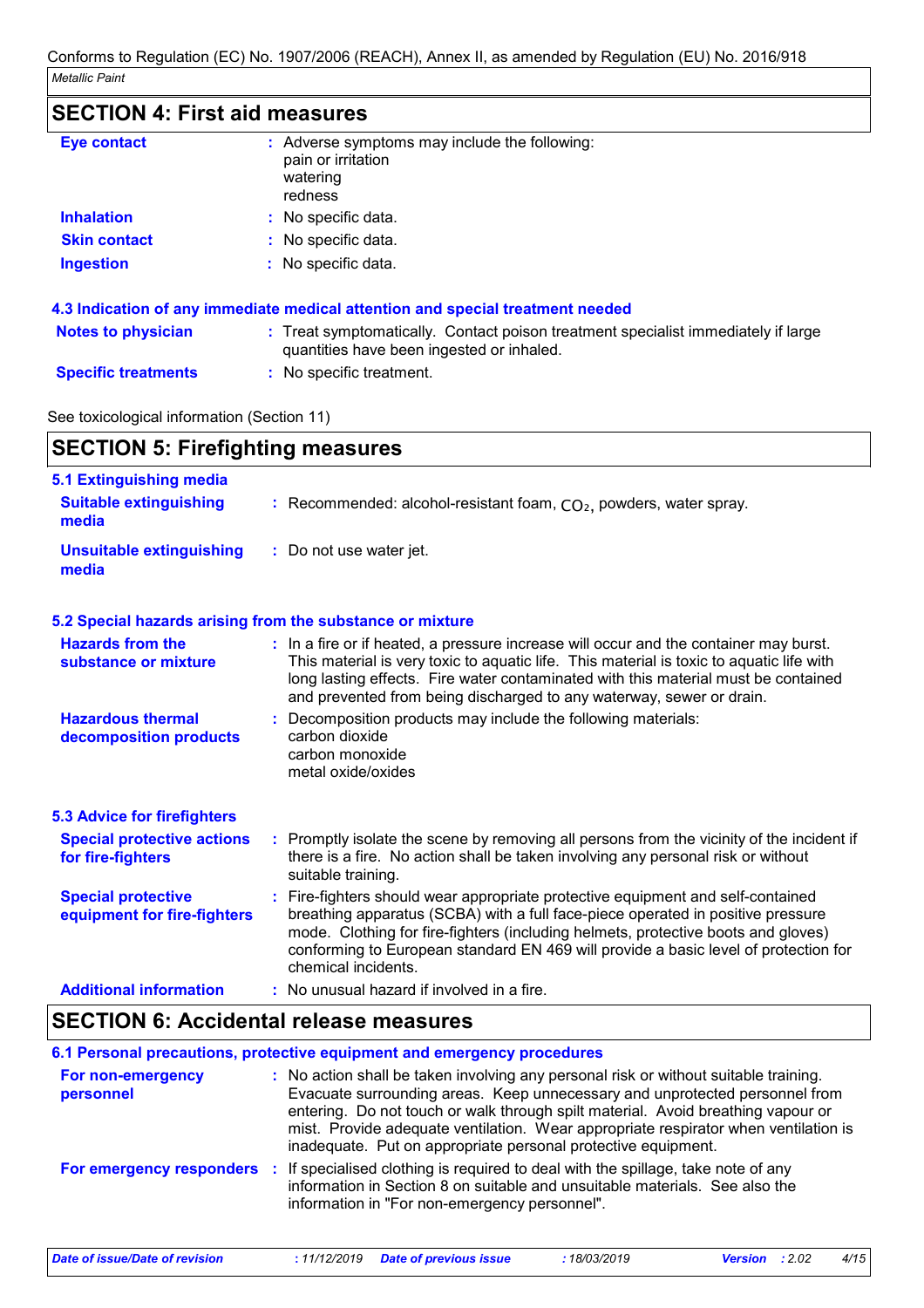## SECTION 4: First aid measures

| | |
|---|---|
| **Eye contact** | : Adverse symptoms may include the following:<br>pain or irritation<br>watering<br>redness |
| **Inhalation** | : No specific data. |
| **Skin contact** | : No specific data. |
| **Ingestion** | : No specific data. |

### 4.3 Indication of any immediate medical attention and special treatment needed

| | |
|---|---|
| **Notes to physician** | : Treat symptomatically. Contact poison treatment specialist immediately if large quantities have been ingested or inhaled. |
| **Specific treatments** | : No specific treatment. |

See toxicological information (Section 11)

## SECTION 5: Firefighting measures

### 5.1 Extinguishing media

| | |
|---|---|
| **Suitable extinguishing media** | : Recommended: alcohol-resistant foam, $CO_2$, powders, water spray. |
| **Unsuitable extinguishing media** | : Do not use water jet. |

### 5.2 Special hazards arising from the substance or mixture

| | |
|---|---|
| **Hazards from the substance or mixture** | : In a fire or if heated, a pressure increase will occur and the container may burst. This material is very toxic to aquatic life. This material is toxic to aquatic life with long lasting effects. Fire water contaminated with this material must be contained and prevented from being discharged to any waterway, sewer or drain. |
| **Hazardous thermal decomposition products** | : Decomposition products may include the following materials:<br>carbon dioxide<br>carbon monoxide<br>metal oxide/oxides |

### 5.3 Advice for firefighters

| | |
|---|---|
| **Special protective actions for fire-fighters** | : Promptly isolate the scene by removing all persons from the vicinity of the incident if there is a fire. No action shall be taken involving any personal risk or without suitable training. |
| **Special protective equipment for fire-fighters** | : Fire-fighters should wear appropriate protective equipment and self-contained breathing apparatus (SCBA) with a full face-piece operated in positive pressure mode. Clothing for fire-fighters (including helmets, protective boots and gloves) conforming to European standard EN 469 will provide a basic level of protection for chemical incidents. |
| **Additional information** | : No unusual hazard if involved in a fire. |

## SECTION 6: Accidental release measures

### 6.1 Personal precautions, protective equipment and emergency procedures

| | |
|---|---|
| **For non-emergency personnel** | : No action shall be taken involving any personal risk or without suitable training. Evacuate surrounding areas. Keep unnecessary and unprotected personnel from entering. Do not touch or walk through spilt material. Avoid breathing vapour or mist. Provide adequate ventilation. Wear appropriate respirator when ventilation is inadequate. Put on appropriate personal protective equipment. |
| **For emergency responders** | : If specialised clothing is required to deal with the spillage, take note of any information in Section 8 on suitable and unsuitable materials. See also the information in "For non-emergency personnel". |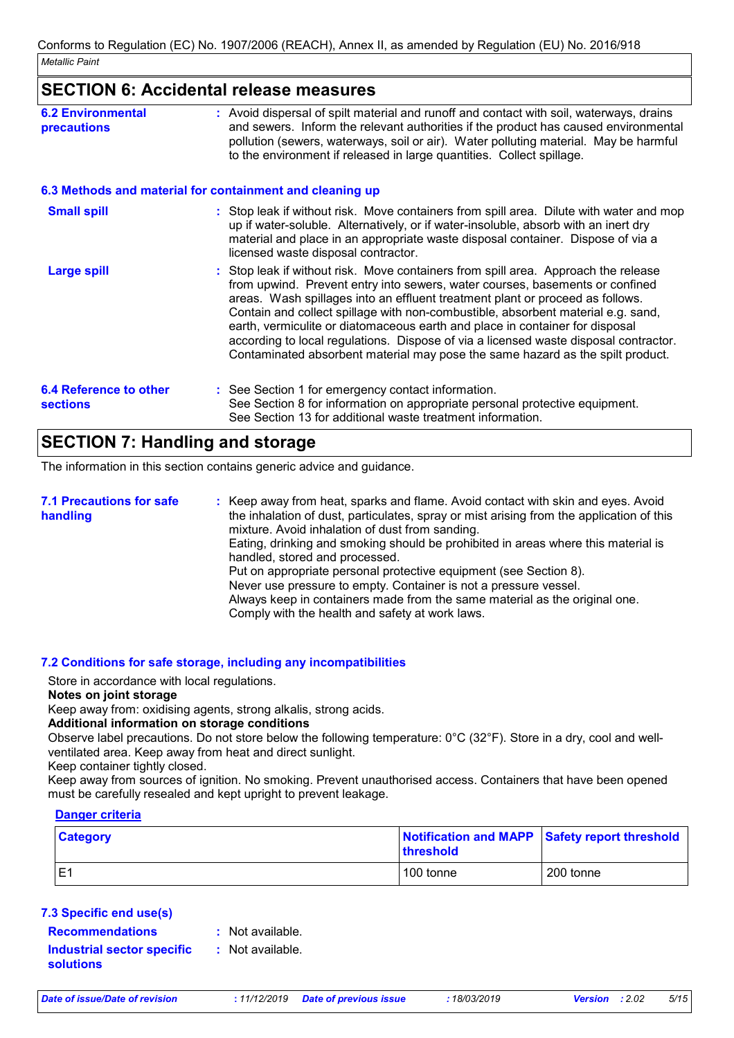## SECTION 6: Accidental release measures

**6.2 Environmental precautions** : Avoid dispersal of spilt material and runoff and contact with soil, waterways, drains and sewers. Inform the relevant authorities if the product has caused environmental pollution (sewers, waterways, soil or air). Water polluting material. May be harmful to the environment if released in large quantities. Collect spillage.

### 6.3 Methods and material for containment and cleaning up

**Small spill** : Stop leak if without risk. Move containers from spill area. Dilute with water and mop up if water-soluble. Alternatively, or if water-insoluble, absorb with an inert dry material and place in an appropriate waste disposal container. Dispose of via a licensed waste disposal contractor.

**Large spill** : Stop leak if without risk. Move containers from spill area. Approach the release from upwind. Prevent entry into sewers, water courses, basements or confined areas. Wash spillages into an effluent treatment plant or proceed as follows. Contain and collect spillage with non-combustible, absorbent material e.g. sand, earth, vermiculite or diatomaceous earth and place in container for disposal according to local regulations. Dispose of via a licensed waste disposal contractor. Contaminated absorbent material may pose the same hazard as the spilt product.

**6.4 Reference to other sections** : See Section 1 for emergency contact information.
See Section 8 for information on appropriate personal protective equipment.
See Section 13 for additional waste treatment information.

## SECTION 7: Handling and storage

The information in this section contains generic advice and guidance.

**7.1 Precautions for safe handling** : Keep away from heat, sparks and flame. Avoid contact with skin and eyes. Avoid the inhalation of dust, particulates, spray or mist arising from the application of this mixture. Avoid inhalation of dust from sanding.
Eating, drinking and smoking should be prohibited in areas where this material is handled, stored and processed.
Put on appropriate personal protective equipment (see Section 8).
Never use pressure to empty. Container is not a pressure vessel.
Always keep in containers made from the same material as the original one.
Comply with the health and safety at work laws.

### 7.2 Conditions for safe storage, including any incompatibilities

Store in accordance with local regulations.

**Notes on joint storage**

Keep away from: oxidising agents, strong alkalis, strong acids.

**Additional information on storage conditions**

Observe label precautions. Do not store below the following temperature: 0°C (32°F). Store in a dry, cool and well-ventilated area. Keep away from heat and direct sunlight.
Keep container tightly closed.
Keep away from sources of ignition. No smoking. Prevent unauthorised access. Containers that have been opened must be carefully resealed and kept upright to prevent leakage.

**Danger criteria**

| Category | Notification and MAPP threshold | Safety report threshold |
|---|---|---|
| E1 | 100 tonne | 200 tonne |

### 7.3 Specific end use(s)

**Recommendations** : Not available.

**Industrial sector specific solutions** : Not available.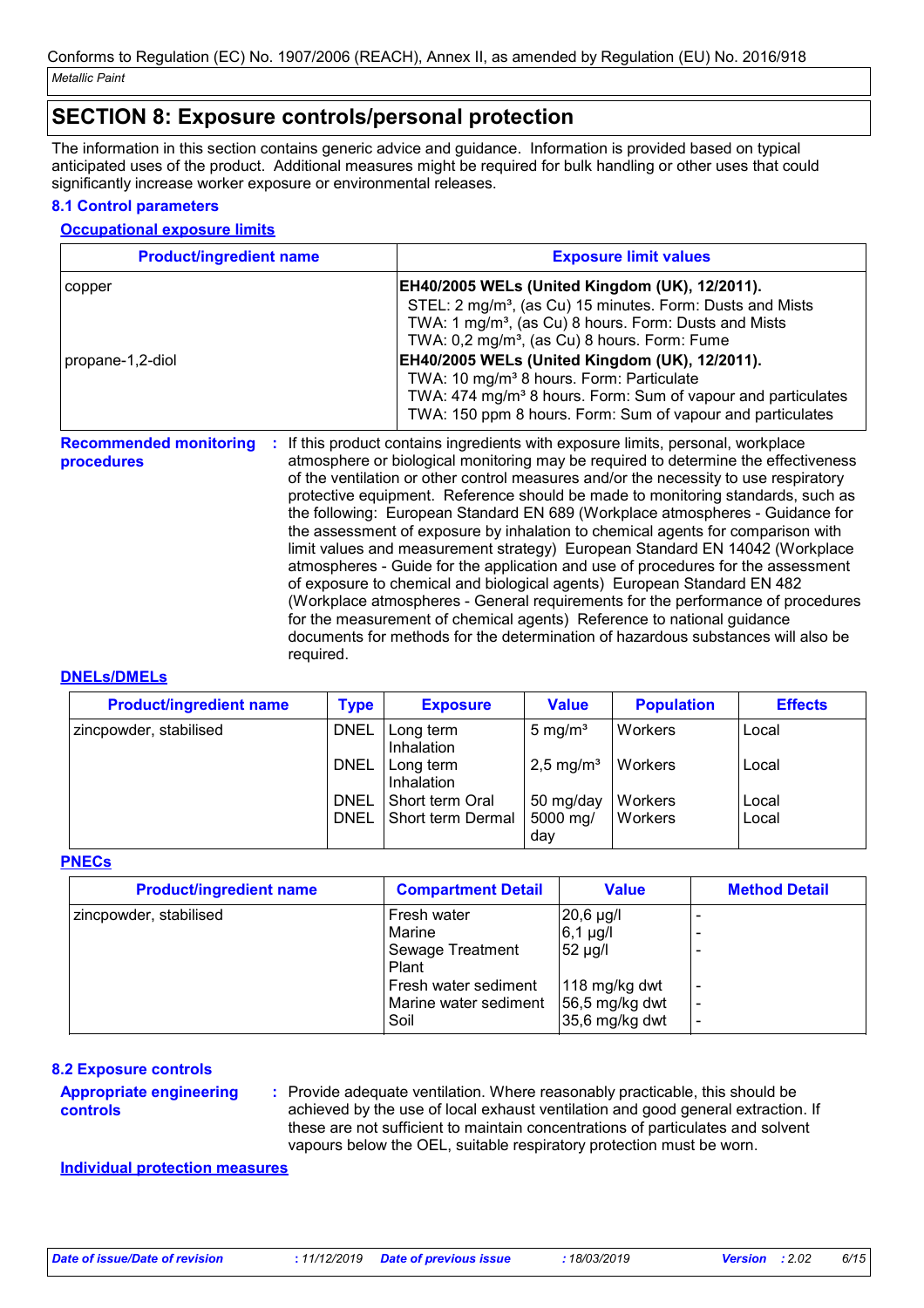## SECTION 8: Exposure controls/personal protection

The information in this section contains generic advice and guidance. Information is provided based on typical anticipated uses of the product. Additional measures might be required for bulk handling or other uses that could significantly increase worker exposure or environmental releases.

### 8.1 Control parameters

**Occupational exposure limits**

| Product/ingredient name | Exposure limit values |
|---|---|
| copper | **EH40/2005 WELs (United Kingdom (UK), 12/2011).**<br>STEL: 2 mg/m³, (as Cu) 15 minutes. Form: Dusts and Mists<br>TWA: 1 mg/m³, (as Cu) 8 hours. Form: Dusts and Mists<br>TWA: 0,2 mg/m³, (as Cu) 8 hours. Form: Fume |
| propane-1,2-diol | **EH40/2005 WELs (United Kingdom (UK), 12/2011).**<br>TWA: 10 mg/m³ 8 hours. Form: Particulate<br>TWA: 474 mg/m³ 8 hours. Form: Sum of vapour and particulates<br>TWA: 150 ppm 8 hours. Form: Sum of vapour and particulates |

**Recommended monitoring procedures** : If this product contains ingredients with exposure limits, personal, workplace atmosphere or biological monitoring may be required to determine the effectiveness of the ventilation or other control measures and/or the necessity to use respiratory protective equipment. Reference should be made to monitoring standards, such as the following: European Standard EN 689 (Workplace atmospheres - Guidance for the assessment of exposure by inhalation to chemical agents for comparison with limit values and measurement strategy) European Standard EN 14042 (Workplace atmospheres - Guide for the application and use of procedures for the assessment of exposure to chemical and biological agents) European Standard EN 482 (Workplace atmospheres - General requirements for the performance of procedures for the measurement of chemical agents) Reference to national guidance documents for methods for the determination of hazardous substances will also be required.

**DNELs/DMELs**

| Product/ingredient name | Type | Exposure | Value | Population | Effects |
|---|---|---|---|---|---|
| zincpowder, stabilised | DNEL | Long term Inhalation | 5 mg/m³ | Workers | Local |
| | DNEL | Long term Inhalation | 2,5 mg/m³ | Workers | Local |
| | DNEL | Short term Oral | 50 mg/day | Workers | Local |
| | DNEL | Short term Dermal | 5000 mg/day | Workers | Local |

**PNECs**

| Product/ingredient name | Compartment Detail | Value | Method Detail |
|---|---|---|---|
| zincpowder, stabilised | Fresh water | 20,6 µg/l | - |
| | Marine | 6,1 µg/l | - |
| | Sewage Treatment Plant | 52 µg/l | - |
| | Fresh water sediment | 118 mg/kg dwt | - |
| | Marine water sediment | 56,5 mg/kg dwt | - |
| | Soil | 35,6 mg/kg dwt | - |

### 8.2 Exposure controls

**Appropriate engineering controls** : Provide adequate ventilation. Where reasonably practicable, this should be achieved by the use of local exhaust ventilation and good general extraction. If these are not sufficient to maintain concentrations of particulates and solvent vapours below the OEL, suitable respiratory protection must be worn.

**Individual protection measures**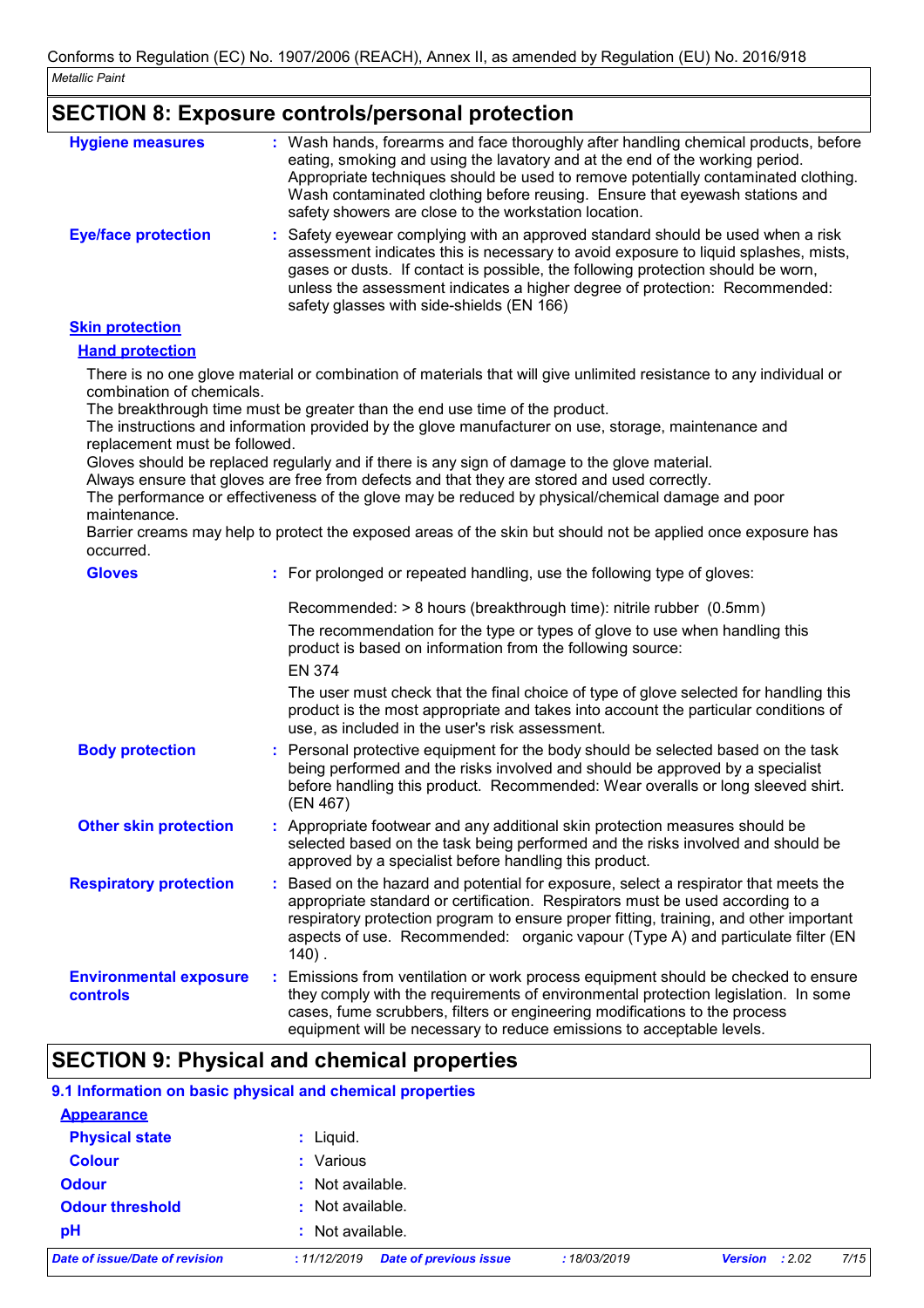## SECTION 8: Exposure controls/personal protection

| | |
|---|---|
| **Hygiene measures** | : Wash hands, forearms and face thoroughly after handling chemical products, before eating, smoking and using the lavatory and at the end of the working period. Appropriate techniques should be used to remove potentially contaminated clothing. Wash contaminated clothing before reusing. Ensure that eyewash stations and safety showers are close to the workstation location. |
| **Eye/face protection** | : Safety eyewear complying with an approved standard should be used when a risk assessment indicates this is necessary to avoid exposure to liquid splashes, mists, gases or dusts. If contact is possible, the following protection should be worn, unless the assessment indicates a higher degree of protection: Recommended: safety glasses with side-shields (EN 166) |

**Skin protection**

**Hand protection**

There is no one glove material or combination of materials that will give unlimited resistance to any individual or combination of chemicals.
The breakthrough time must be greater than the end use time of the product.
The instructions and information provided by the glove manufacturer on use, storage, maintenance and replacement must be followed.
Gloves should be replaced regularly and if there is any sign of damage to the glove material.
Always ensure that gloves are free from defects and that they are stored and used correctly.
The performance or effectiveness of the glove may be reduced by physical/chemical damage and poor maintenance.
Barrier creams may help to protect the exposed areas of the skin but should not be applied once exposure has occurred.

| | |
|---|---|
| **Gloves** | : For prolonged or repeated handling, use the following type of gloves:<br><br>Recommended: > 8 hours (breakthrough time): nitrile rubber (0.5mm)<br><br>The recommendation for the type or types of glove to use when handling this product is based on information from the following source:<br><br>EN 374<br><br>The user must check that the final choice of type of glove selected for handling this product is the most appropriate and takes into account the particular conditions of use, as included in the user's risk assessment. |
| **Body protection** | : Personal protective equipment for the body should be selected based on the task being performed and the risks involved and should be approved by a specialist before handling this product. Recommended: Wear overalls or long sleeved shirt. (EN 467) |
| **Other skin protection** | : Appropriate footwear and any additional skin protection measures should be selected based on the task being performed and the risks involved and should be approved by a specialist before handling this product. |
| **Respiratory protection** | : Based on the hazard and potential for exposure, select a respirator that meets the appropriate standard or certification. Respirators must be used according to a respiratory protection program to ensure proper fitting, training, and other important aspects of use. Recommended: organic vapour (Type A) and particulate filter (EN 140) . |
| **Environmental exposure controls** | : Emissions from ventilation or work process equipment should be checked to ensure they comply with the requirements of environmental protection legislation. In some cases, fume scrubbers, filters or engineering modifications to the process equipment will be necessary to reduce emissions to acceptable levels. |

## SECTION 9: Physical and chemical properties

### 9.1 Information on basic physical and chemical properties

**Appearance**

| | |
|---|---|
| **Physical state** | : Liquid. |
| **Colour** | : Various |
| **Odour** | : Not available. |
| **Odour threshold** | : Not available. |
| **pH** | : Not available. |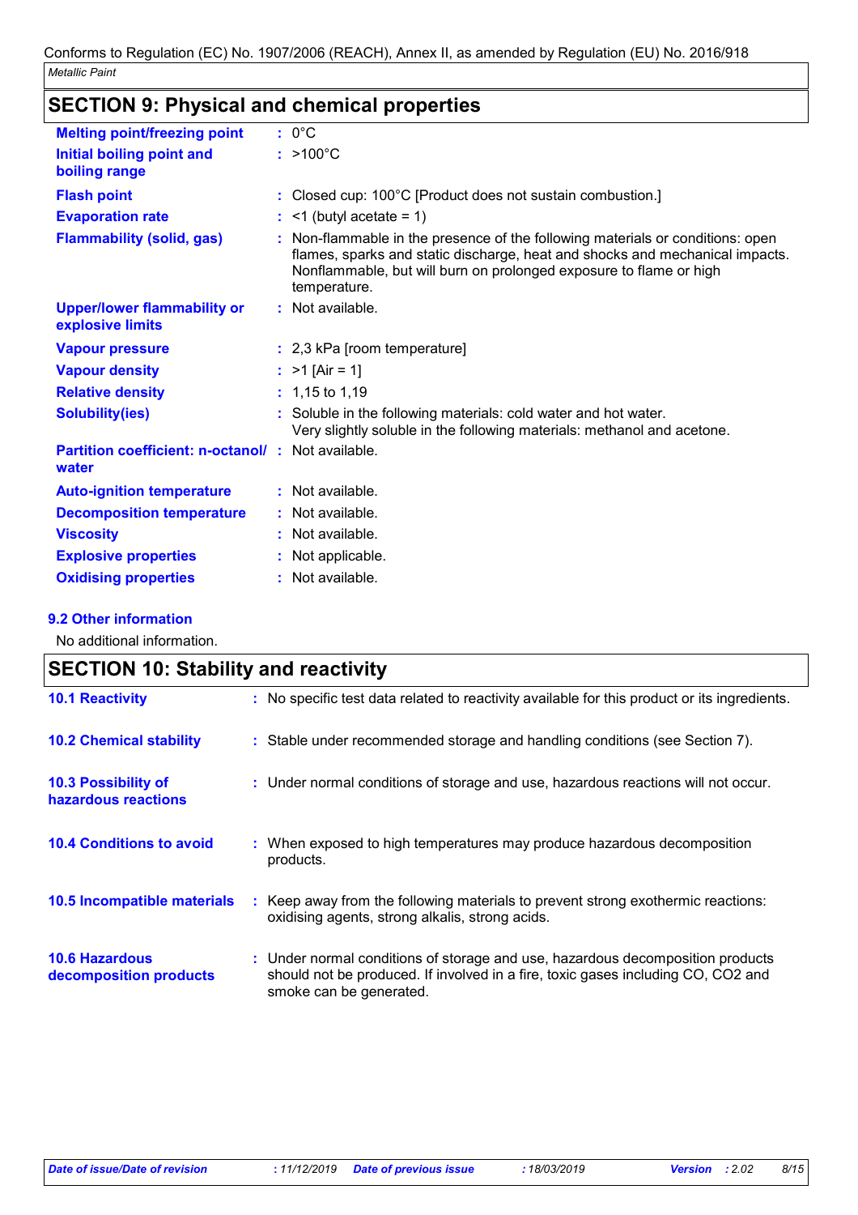## SECTION 9: Physical and chemical properties

| | |
|---|---|
| **Melting point/freezing point** | : 0°C |
| **Initial boiling point and boiling range** | : >100°C |
| **Flash point** | : Closed cup: 100°C [Product does not sustain combustion.] |
| **Evaporation rate** | : <1 (butyl acetate = 1) |
| **Flammability (solid, gas)** | : Non-flammable in the presence of the following materials or conditions: open flames, sparks and static discharge, heat and shocks and mechanical impacts. Nonflammable, but will burn on prolonged exposure to flame or high temperature. |
| **Upper/lower flammability or explosive limits** | : Not available. |
| **Vapour pressure** | : 2,3 kPa [room temperature] |
| **Vapour density** | : >1 [Air = 1] |
| **Relative density** | : 1,15 to 1,19 |
| **Solubility(ies)** | : Soluble in the following materials: cold water and hot water. Very slightly soluble in the following materials: methanol and acetone. |
| **Partition coefficient: n-octanol/ water** | : Not available. |
| **Auto-ignition temperature** | : Not available. |
| **Decomposition temperature** | : Not available. |
| **Viscosity** | : Not available. |
| **Explosive properties** | : Not applicable. |
| **Oxidising properties** | : Not available. |

### 9.2 Other information

No additional information.

## SECTION 10: Stability and reactivity

| | |
|---|---|
| **10.1 Reactivity** | : No specific test data related to reactivity available for this product or its ingredients. |
| **10.2 Chemical stability** | : Stable under recommended storage and handling conditions (see Section 7). |
| **10.3 Possibility of hazardous reactions** | : Under normal conditions of storage and use, hazardous reactions will not occur. |
| **10.4 Conditions to avoid** | : When exposed to high temperatures may produce hazardous decomposition products. |
| **10.5 Incompatible materials** | : Keep away from the following materials to prevent strong exothermic reactions: oxidising agents, strong alkalis, strong acids. |
| **10.6 Hazardous decomposition products** | : Under normal conditions of storage and use, hazardous decomposition products should not be produced. If involved in a fire, toxic gases including CO, $CO_2$ and smoke can be generated. |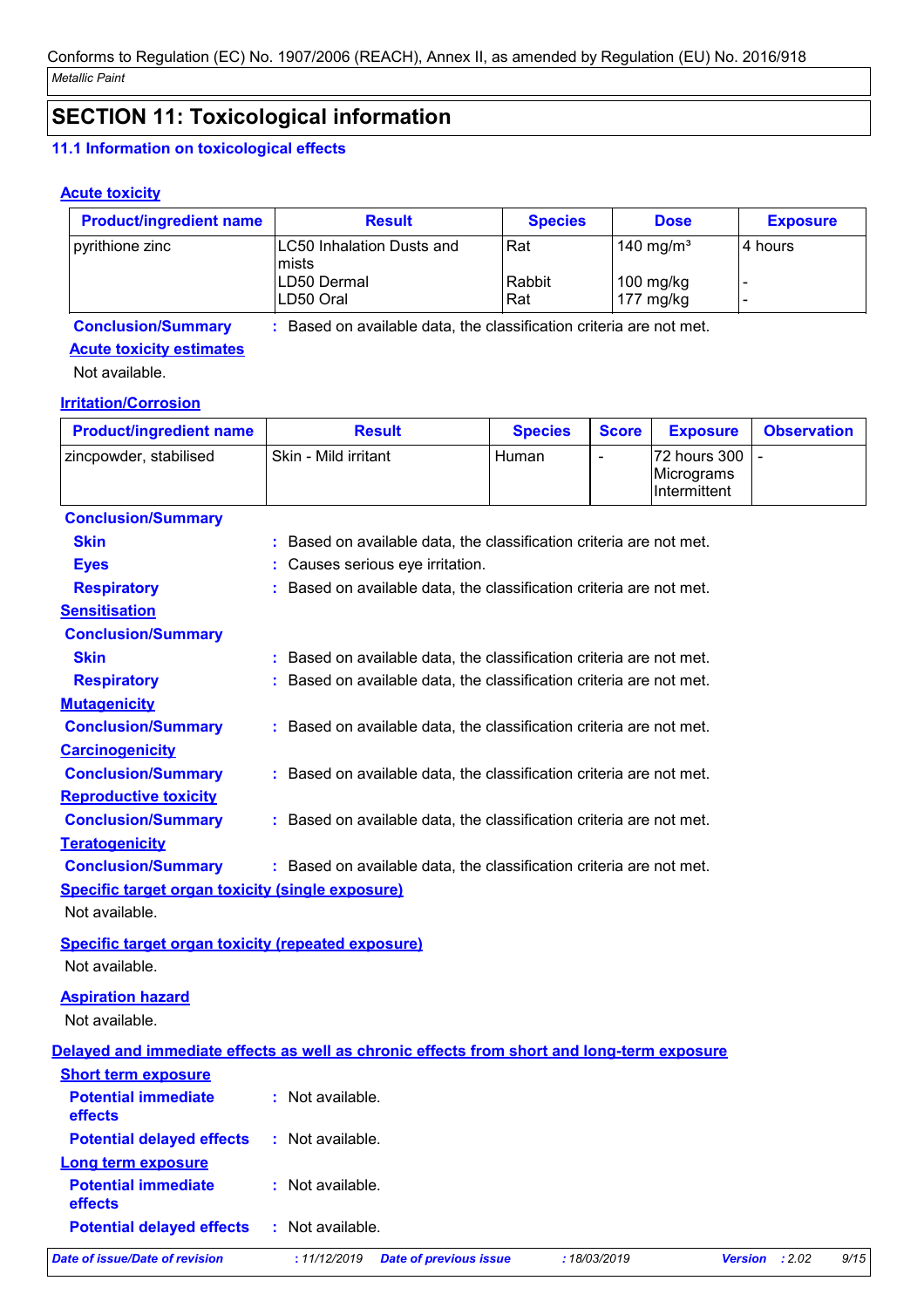Conforms to Regulation (EC) No. 1907/2006 (REACH), Annex II, as amended by Regulation (EU) No. 2016/918

*Metallic Paint*

## SECTION 11: Toxicological information

### 11.1 Information on toxicological effects

**Acute toxicity**

| Product/ingredient name | Result | Species | Dose | Exposure |
|---|---|---|---|---|
| pyrithione zinc | LC50 Inhalation Dusts and mists | Rat | 140 mg/m³ | 4 hours |
| | LD50 Dermal | Rabbit | 100 mg/kg | - |
| | LD50 Oral | Rat | 177 mg/kg | - |

**Conclusion/Summary** : Based on available data, the classification criteria are not met.

**Acute toxicity estimates**

Not available.

**Irritation/Corrosion**

| Product/ingredient name | Result | Species | Score | Exposure | Observation |
|---|---|---|---|---|---|
| zincpowder, stabilised | Skin - Mild irritant | Human | - | 72 hours 300 Micrograms Intermittent | - |

**Conclusion/Summary**

**Skin** : Based on available data, the classification criteria are not met.

**Eyes** : Causes serious eye irritation.

**Respiratory** : Based on available data, the classification criteria are not met.

**Sensitisation**

**Conclusion/Summary**

**Skin** : Based on available data, the classification criteria are not met.

**Respiratory** : Based on available data, the classification criteria are not met.

**Mutagenicity**

**Conclusion/Summary** : Based on available data, the classification criteria are not met.

**Carcinogenicity**

**Conclusion/Summary** : Based on available data, the classification criteria are not met.

**Reproductive toxicity**

**Conclusion/Summary** : Based on available data, the classification criteria are not met.

**Teratogenicity**

**Conclusion/Summary** : Based on available data, the classification criteria are not met.

**Specific target organ toxicity (single exposure)**

Not available.

**Specific target organ toxicity (repeated exposure)**

Not available.

**Aspiration hazard**

Not available.

**Delayed and immediate effects as well as chronic effects from short and long-term exposure**

**Short term exposure**

**Potential immediate effects** : Not available.

**Potential delayed effects** : Not available.

**Long term exposure**

**Potential immediate effects** : Not available.

**Potential delayed effects** : Not available.

*Date of issue/Date of revision : 11/12/2019 Date of previous issue : 18/03/2019 Version : 2.02*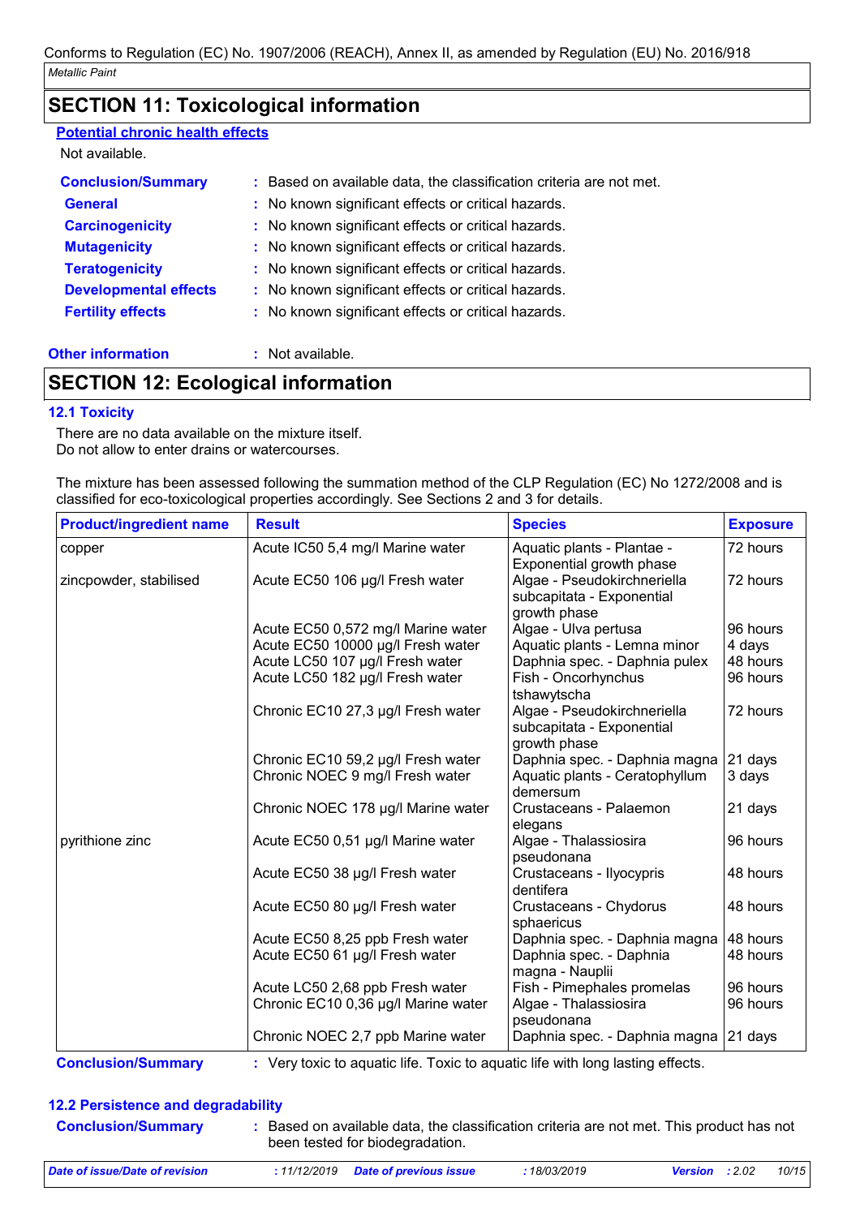## SECTION 11: Toxicological information

**Potential chronic health effects**

Not available.

**Conclusion/Summary** : Based on available data, the classification criteria are not met.

**General** : No known significant effects or critical hazards.

**Carcinogenicity** : No known significant effects or critical hazards.

**Mutagenicity** : No known significant effects or critical hazards.

**Teratogenicity** : No known significant effects or critical hazards.

**Developmental effects** : No known significant effects or critical hazards.

**Fertility effects** : No known significant effects or critical hazards.

**Other information** : Not available.

## SECTION 12: Ecological information

### 12.1 Toxicity

There are no data available on the mixture itself.
Do not allow to enter drains or watercourses.

The mixture has been assessed following the summation method of the CLP Regulation (EC) No 1272/2008 and is classified for eco-toxicological properties accordingly. See Sections 2 and 3 for details.

| Product/ingredient name | Result | Species | Exposure |
|---|---|---|---|
| copper | Acute IC50 5,4 mg/l Marine water | Aquatic plants - Plantae - Exponential growth phase | 72 hours |
| zincpowder, stabilised | Acute EC50 106 µg/l Fresh water | Algae - Pseudokirchneriella subcapitata - Exponential growth phase | 72 hours |
| | Acute EC50 0,572 mg/l Marine water | Algae - Ulva pertusa | 96 hours |
| | Acute EC50 10000 µg/l Fresh water | Aquatic plants - Lemna minor | 4 days |
| | Acute LC50 107 µg/l Fresh water | Daphnia spec. - Daphnia pulex | 48 hours |
| | Acute LC50 182 µg/l Fresh water | Fish - Oncorhynchus tshawytscha | 96 hours |
| | Chronic EC10 27,3 µg/l Fresh water | Algae - Pseudokirchneriella subcapitata - Exponential growth phase | 72 hours |
| | Chronic EC10 59,2 µg/l Fresh water | Daphnia spec. - Daphnia magna | 21 days |
| | Chronic NOEC 9 mg/l Fresh water | Aquatic plants - Ceratophyllum demersum | 3 days |
| | Chronic NOEC 178 µg/l Marine water | Crustaceans - Palaemon elegans | 21 days |
| pyrithione zinc | Acute EC50 0,51 µg/l Marine water | Algae - Thalassiosira pseudonana | 96 hours |
| | Acute EC50 38 µg/l Fresh water | Crustaceans - Ilyocypris dentifera | 48 hours |
| | Acute EC50 80 µg/l Fresh water | Crustaceans - Chydorus sphaericus | 48 hours |
| | Acute EC50 8,25 ppb Fresh water | Daphnia spec. - Daphnia magna | 48 hours |
| | Acute EC50 61 µg/l Fresh water | Daphnia spec. - Daphnia magna - Nauplii | 48 hours |
| | Acute LC50 2,68 ppb Fresh water | Fish - Pimephales promelas | 96 hours |
| | Chronic EC10 0,36 µg/l Marine water | Algae - Thalassiosira pseudonana | 96 hours |
| | Chronic NOEC 2,7 ppb Marine water | Daphnia spec. - Daphnia magna | 21 days |

**Conclusion/Summary** : Very toxic to aquatic life. Toxic to aquatic life with long lasting effects.

### 12.2 Persistence and degradability

**Conclusion/Summary** : Based on available data, the classification criteria are not met. This product has not been tested for biodegradation.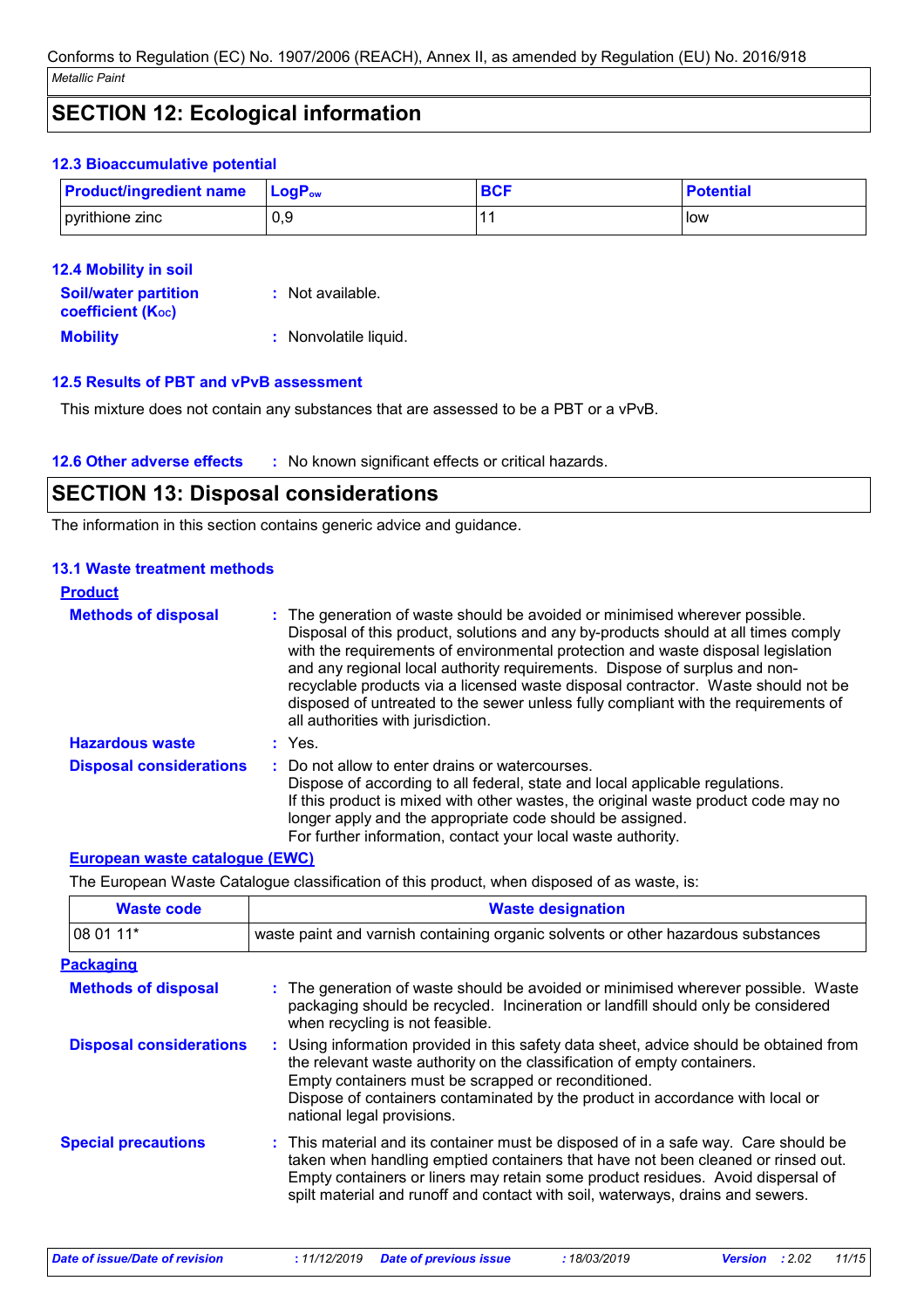## SECTION 12: Ecological information

### 12.3 Bioaccumulative potential

| Product/ingredient name | $LogP_{ow}$ | BCF | Potential |
|---|---|---|---|
| pyrithione zinc | 0,9 | 11 | low |

### 12.4 Mobility in soil

**Soil/water partition coefficient ($K_{OC}$)** : Not available.

**Mobility** : Nonvolatile liquid.

### 12.5 Results of PBT and vPvB assessment

This mixture does not contain any substances that are assessed to be a PBT or a vPvB.

### 12.6 Other adverse effects

: No known significant effects or critical hazards.

## SECTION 13: Disposal considerations

The information in this section contains generic advice and guidance.

### 13.1 Waste treatment methods

**Product**

**Methods of disposal** : The generation of waste should be avoided or minimised wherever possible. Disposal of this product, solutions and any by-products should at all times comply with the requirements of environmental protection and waste disposal legislation and any regional local authority requirements. Dispose of surplus and non-recyclable products via a licensed waste disposal contractor. Waste should not be disposed of untreated to the sewer unless fully compliant with the requirements of all authorities with jurisdiction.

**Hazardous waste** : Yes.

**Disposal considerations** : Do not allow to enter drains or watercourses.
Dispose of according to all federal, state and local applicable regulations.
If this product is mixed with other wastes, the original waste product code may no longer apply and the appropriate code should be assigned.
For further information, contact your local waste authority.

**European waste catalogue (EWC)**

The European Waste Catalogue classification of this product, when disposed of as waste, is:

| Waste code | Waste designation |
|---|---|
| 08 01 11* | waste paint and varnish containing organic solvents or other hazardous substances |

**Packaging**

**Methods of disposal** : The generation of waste should be avoided or minimised wherever possible. Waste packaging should be recycled. Incineration or landfill should only be considered when recycling is not feasible.

**Disposal considerations** : Using information provided in this safety data sheet, advice should be obtained from the relevant waste authority on the classification of empty containers.
Empty containers must be scrapped or reconditioned.
Dispose of containers contaminated by the product in accordance with local or national legal provisions.

**Special precautions** : This material and its container must be disposed of in a safe way. Care should be taken when handling emptied containers that have not been cleaned or rinsed out. Empty containers or liners may retain some product residues. Avoid dispersal of spilt material and runoff and contact with soil, waterways, drains and sewers.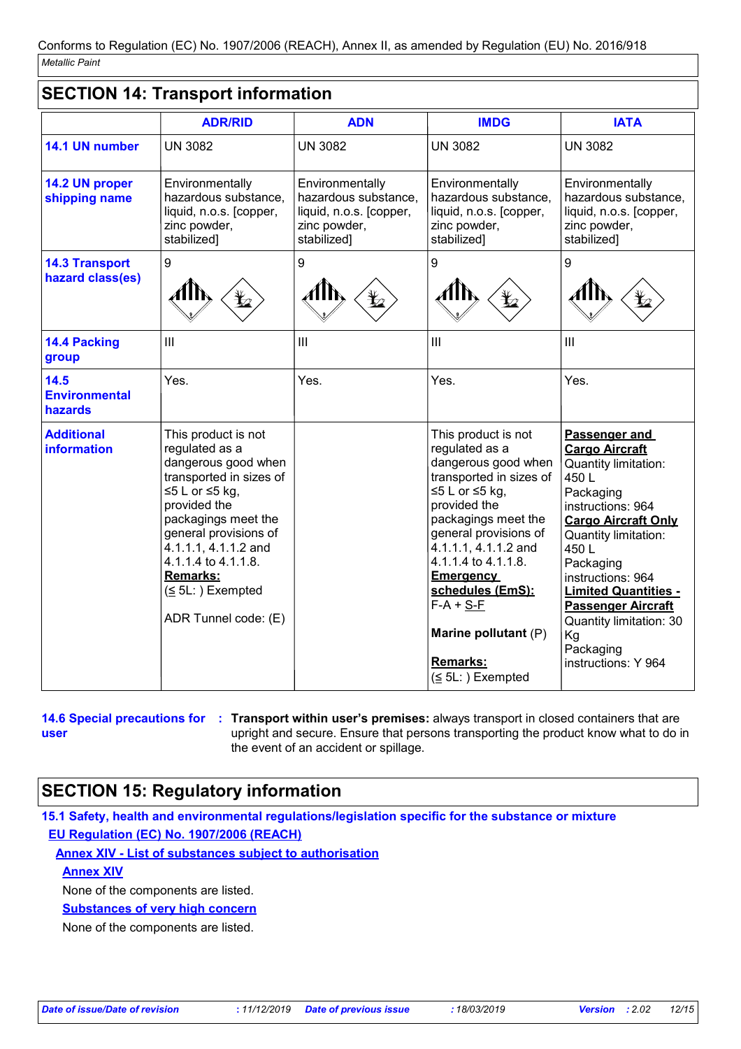## SECTION 14: Transport information

| | ADR/RID | ADN | IMDG | IATA |
|---|---|---|---|---|
| **14.1 UN number** | UN 3082 | UN 3082 | UN 3082 | UN 3082 |
| **14.2 UN proper shipping name** | Environmentally hazardous substance, liquid, n.o.s. [copper, zinc powder, stabilized] | Environmentally hazardous substance, liquid, n.o.s. [copper, zinc powder, stabilized] | Environmentally hazardous substance, liquid, n.o.s. [copper, zinc powder, stabilized] | Environmentally hazardous substance, liquid, n.o.s. [copper, zinc powder, stabilized] |
| **14.3 Transport hazard class(es)** | 9 | 9 | 9 | 9 |
| **14.4 Packing group** | III | III | III | III |
| **14.5 Environmental hazards** | Yes. | Yes. | Yes. | Yes. |
| **Additional information** | This product is not regulated as a dangerous good when transported in sizes of ≤5 L or ≤5 kg, provided the packagings meet the general provisions of 4.1.1.1, 4.1.1.2 and 4.1.1.4 to 4.1.1.8. **Remarks:** (≤ 5L: ) Exempted<br><br>ADR Tunnel code: (E) | | This product is not regulated as a dangerous good when transported in sizes of ≤5 L or ≤5 kg, provided the packagings meet the general provisions of 4.1.1.1, 4.1.1.2 and 4.1.1.4 to 4.1.1.8. **Emergency schedules (EmS):** F-A + S-F<br><br>**Marine pollutant** (P)<br><br>**Remarks:** (≤ 5L: ) Exempted | **Passenger and Cargo Aircraft** Quantity limitation: 450 L Packaging instructions: 964 **Cargo Aircraft Only** Quantity limitation: 450 L Packaging instructions: 964 **Limited Quantities - Passenger Aircraft** Quantity limitation: 30 Kg Packaging instructions: Y 964 |

**14.6 Special precautions for user** : **Transport within user's premises:** always transport in closed containers that are upright and secure. Ensure that persons transporting the product know what to do in the event of an accident or spillage.

## SECTION 15: Regulatory information

**15.1 Safety, health and environmental regulations/legislation specific for the substance or mixture**

**EU Regulation (EC) No. 1907/2006 (REACH)**

**Annex XIV - List of substances subject to authorisation**

**Annex XIV**

None of the components are listed.

**Substances of very high concern**

None of the components are listed.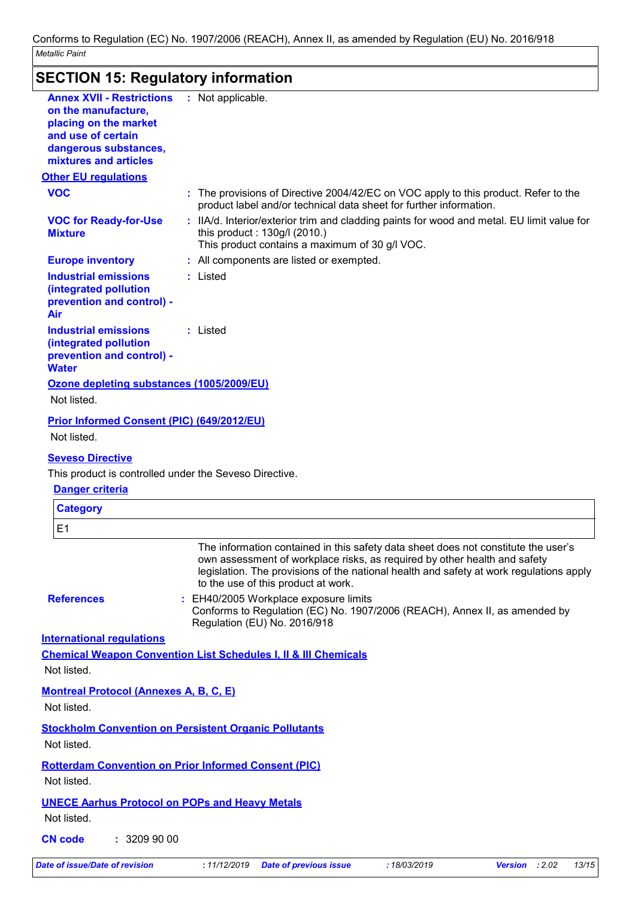## SECTION 15: Regulatory information

**Annex XVII - Restrictions on the manufacture, placing on the market and use of certain dangerous substances, mixtures and articles** : Not applicable.

**Other EU regulations**

**VOC** : The provisions of Directive 2004/42/EC on VOC apply to this product. Refer to the product label and/or technical data sheet for further information.

**VOC for Ready-for-Use Mixture** : IIA/d. Interior/exterior trim and cladding paints for wood and metal. EU limit value for this product : 130g/l (2010.)
This product contains a maximum of 30 g/l VOC.

**Europe inventory** : All components are listed or exempted.

**Industrial emissions (integrated pollution prevention and control) - Air** : Listed

**Industrial emissions (integrated pollution prevention and control) - Water** : Listed

**Ozone depleting substances (1005/2009/EU)**

Not listed.

**Prior Informed Consent (PIC) (649/2012/EU)**

Not listed.

**Seveso Directive**

This product is controlled under the Seveso Directive.

**Danger criteria**

| Category |
|---|
| E1 |

The information contained in this safety data sheet does not constitute the user's own assessment of workplace risks, as required by other health and safety legislation. The provisions of the national health and safety at work regulations apply to the use of this product at work.

**References** : EH40/2005 Workplace exposure limits
Conforms to Regulation (EC) No. 1907/2006 (REACH), Annex II, as amended by Regulation (EU) No. 2016/918

**International regulations**

**Chemical Weapon Convention List Schedules I, II & III Chemicals**

Not listed.

**Montreal Protocol (Annexes A, B, C, E)**

Not listed.

**Stockholm Convention on Persistent Organic Pollutants**

Not listed.

**Rotterdam Convention on Prior Informed Consent (PIC)**

Not listed.

**UNECE Aarhus Protocol on POPs and Heavy Metals**

Not listed.

**CN code** : 3209 90 00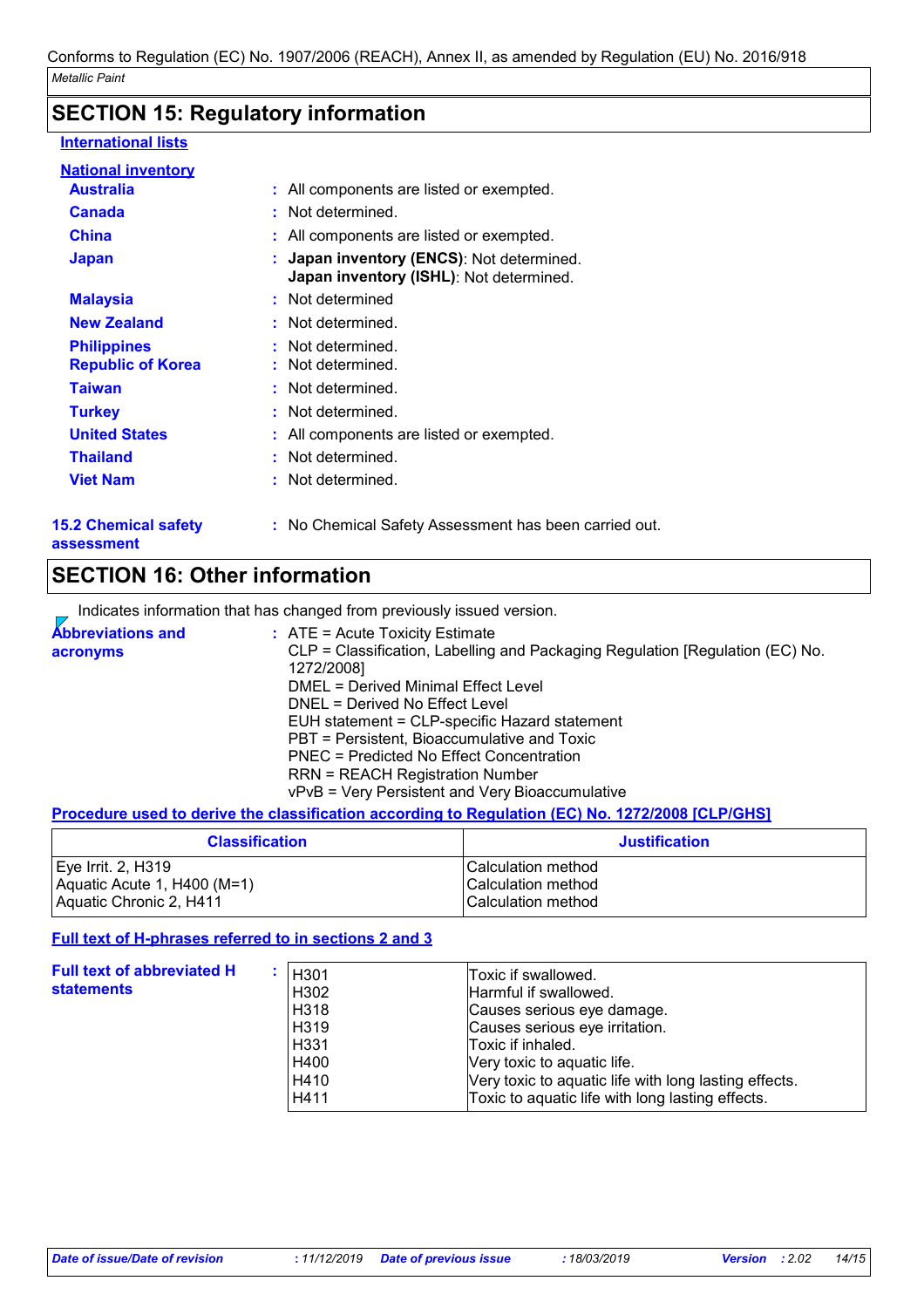## SECTION 15: Regulatory information

**International lists**

**National inventory**

| | |
|---|---|
| **Australia** | : All components are listed or exempted. |
| **Canada** | : Not determined. |
| **China** | : All components are listed or exempted. |
| **Japan** | : **Japan inventory (ENCS)**: Not determined.<br>**Japan inventory (ISHL)**: Not determined. |
| **Malaysia** | : Not determined |
| **New Zealand** | : Not determined. |
| **Philippines** | : Not determined. |
| **Republic of Korea** | : Not determined. |
| **Taiwan** | : Not determined. |
| **Turkey** | : Not determined. |
| **United States** | : All components are listed or exempted. |
| **Thailand** | : Not determined. |
| **Viet Nam** | : Not determined. |

**15.2 Chemical safety assessment** : No Chemical Safety Assessment has been carried out.

## SECTION 16: Other information

Indicates information that has changed from previously issued version.

**Abbreviations and acronyms** :
ATE = Acute Toxicity Estimate
CLP = Classification, Labelling and Packaging Regulation [Regulation (EC) No. 1272/2008]
DMEL = Derived Minimal Effect Level
DNEL = Derived No Effect Level
EUH statement = CLP-specific Hazard statement
PBT = Persistent, Bioaccumulative and Toxic
PNEC = Predicted No Effect Concentration
RRN = REACH Registration Number
vPvB = Very Persistent and Very Bioaccumulative

**Procedure used to derive the classification according to Regulation (EC) No. 1272/2008 [CLP/GHS]**

| Classification | Justification |
|---|---|
| Eye Irrit. 2, H319 | Calculation method |
| Aquatic Acute 1, H400 (M=1) | Calculation method |
| Aquatic Chronic 2, H411 | Calculation method |

**Full text of H-phrases referred to in sections 2 and 3**

**Full text of abbreviated H statements** :

| | |
|---|---|
| H301 | Toxic if swallowed. |
| H302 | Harmful if swallowed. |
| H318 | Causes serious eye damage. |
| H319 | Causes serious eye irritation. |
| H331 | Toxic if inhaled. |
| H400 | Very toxic to aquatic life. |
| H410 | Very toxic to aquatic life with long lasting effects. |
| H411 | Toxic to aquatic life with long lasting effects. |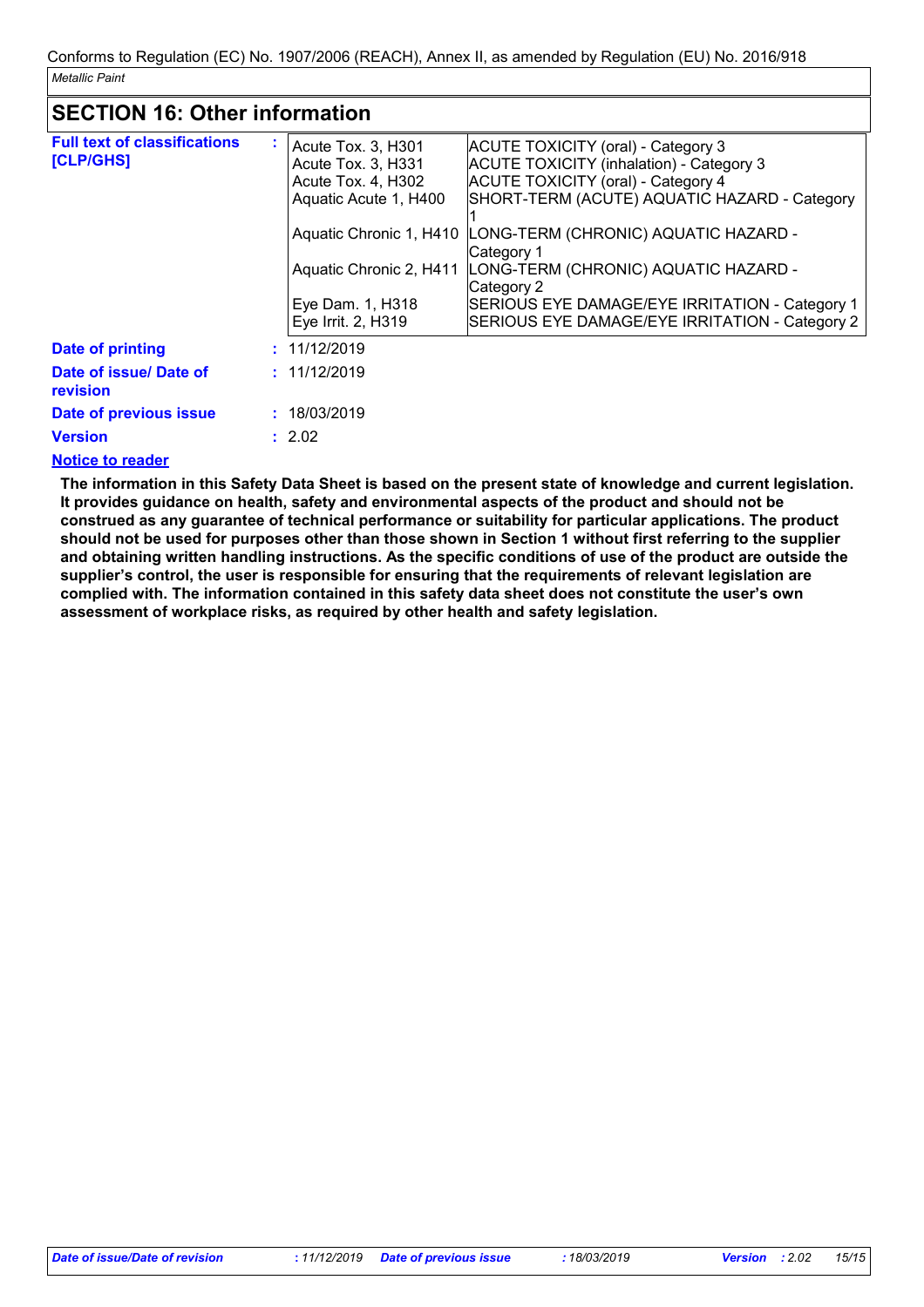Conforms to Regulation (EC) No. 1907/2006 (REACH), Annex II, as amended by Regulation (EU) No. 2016/918

*Metallic Paint*

## SECTION 16: Other information

**Full text of classifications [CLP/GHS]** :

| | |
|---|---|
| Acute Tox. 3, H301 | ACUTE TOXICITY (oral) - Category 3 |
| Acute Tox. 3, H331 | ACUTE TOXICITY (inhalation) - Category 3 |
| Acute Tox. 4, H302 | ACUTE TOXICITY (oral) - Category 4 |
| Aquatic Acute 1, H400 | SHORT-TERM (ACUTE) AQUATIC HAZARD - Category 1 |
| Aquatic Chronic 1, H410 | LONG-TERM (CHRONIC) AQUATIC HAZARD - Category 1 |
| Aquatic Chronic 2, H411 | LONG-TERM (CHRONIC) AQUATIC HAZARD - Category 2 |
| Eye Dam. 1, H318 | SERIOUS EYE DAMAGE/EYE IRRITATION - Category 1 |
| Eye Irrit. 2, H319 | SERIOUS EYE DAMAGE/EYE IRRITATION - Category 2 |

**Date of printing** : 11/12/2019

**Date of issue/ Date of revision** : 11/12/2019

**Date of previous issue** : 18/03/2019

**Version** : 2.02

**Notice to reader**

**The information in this Safety Data Sheet is based on the present state of knowledge and current legislation. It provides guidance on health, safety and environmental aspects of the product and should not be construed as any guarantee of technical performance or suitability for particular applications. The product should not be used for purposes other than those shown in Section 1 without first referring to the supplier and obtaining written handling instructions. As the specific conditions of use of the product are outside the supplier's control, the user is responsible for ensuring that the requirements of relevant legislation are complied with. The information contained in this safety data sheet does not constitute the user's own assessment of workplace risks, as required by other health and safety legislation.**